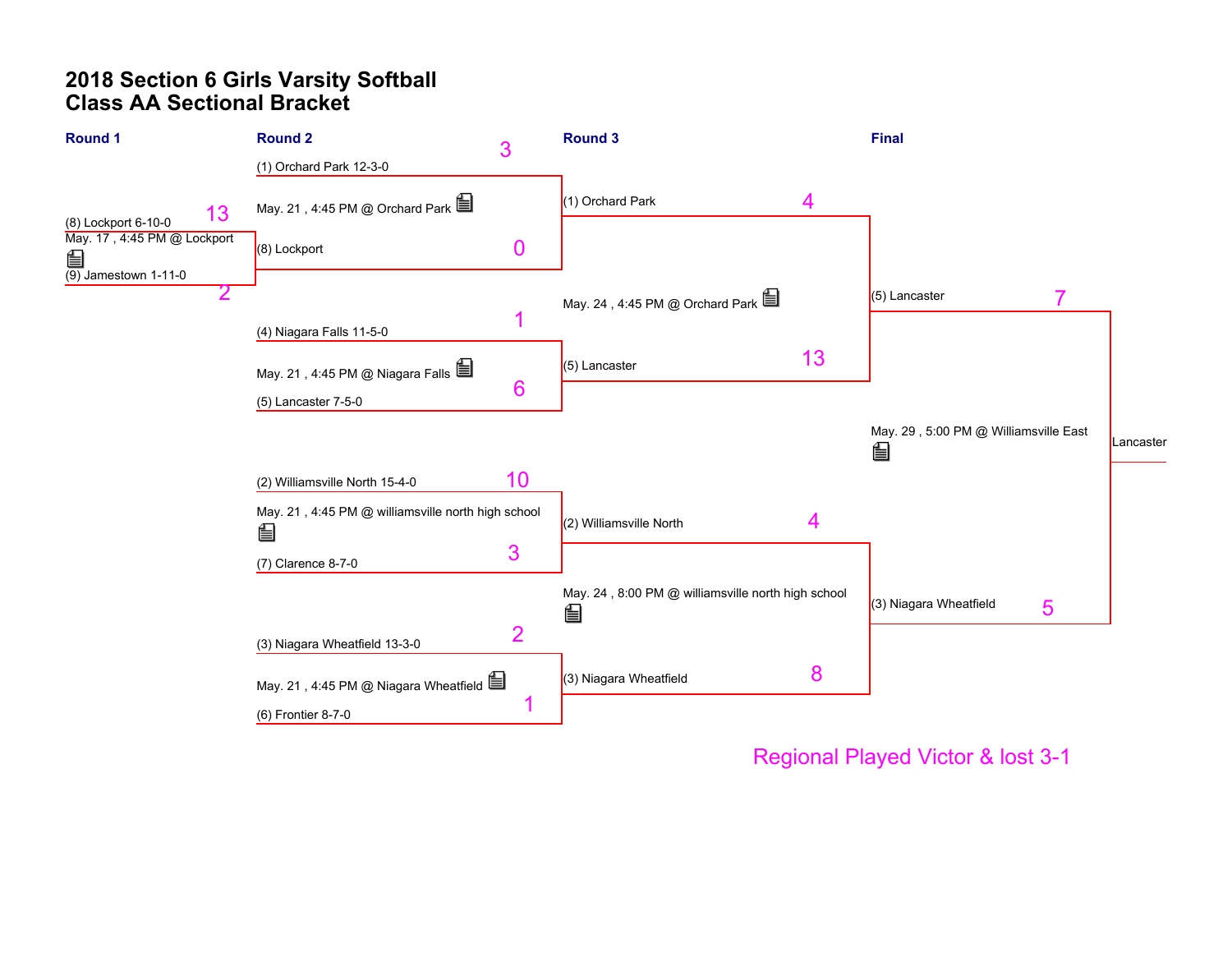# 2018 Section 6 Girls Varsity Softball
# Class AA Sectional Bracket

## Round 1

- (8) Lockport 6-10-0 — 13
- May. 17 , 4:45 PM @ Lockport
- (9) Jamestown 1-11-0 — 2

## Round 2

- (1) Orchard Park 12-3-0 — 3
- May. 21 , 4:45 PM @ Orchard Park
- (8) Lockport — 0

- (4) Niagara Falls 11-5-0 — 1
- May. 21 , 4:45 PM @ Niagara Falls
- (5) Lancaster 7-5-0 — 6

- (2) Williamsville North 15-4-0 — 10
- May. 21 , 4:45 PM @ williamsville north high school
- (7) Clarence 8-7-0 — 3

- (3) Niagara Wheatfield 13-3-0 — 2
- May. 21 , 4:45 PM @ Niagara Wheatfield
- (6) Frontier 8-7-0 — 1

## Round 3

- (1) Orchard Park — 4
- May. 24 , 4:45 PM @ Orchard Park
- (5) Lancaster — 13

- (2) Williamsville North — 4
- May. 24 , 8:00 PM @ williamsville north high school
- (3) Niagara Wheatfield — 8

## Final

- (5) Lancaster — 7
- May. 29 , 5:00 PM @ Williamsville East
- (3) Niagara Wheatfield — 5

Lancaster

Regional Played Victor & lost 3-1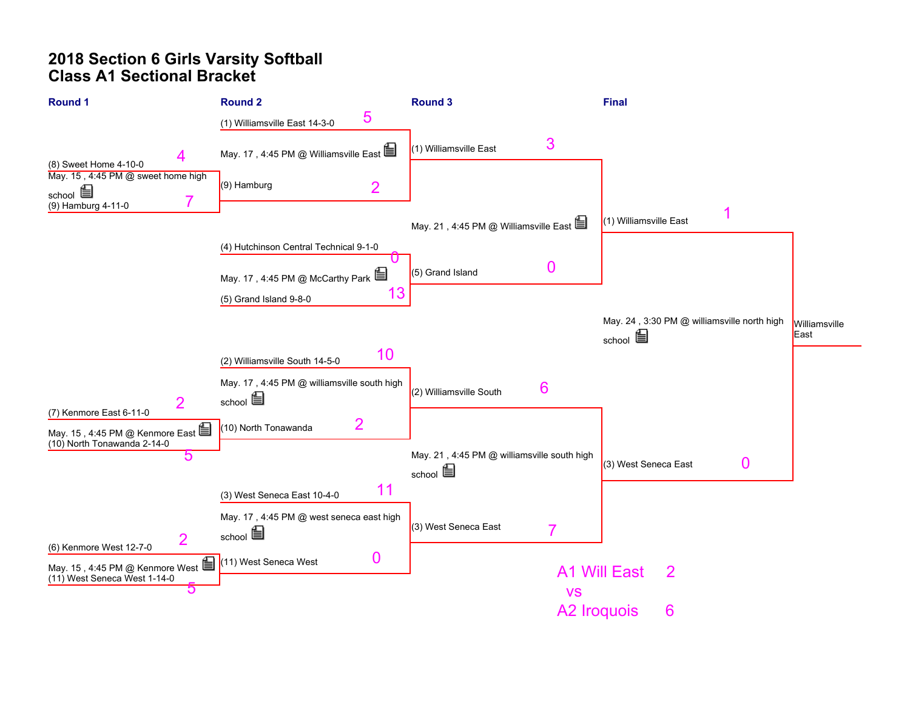# 2018 Section 6 Girls Varsity Softball
# Class A1 Sectional Bracket

## Round 1

| Matchup | Score |
|---|---|
| (8) Sweet Home 4-10-0 | 4 |
| (9) Hamburg 4-11-0 | 7 |
| May. 15 , 4:45 PM @ sweet home high school | |

| Matchup | Score |
|---|---|
| (7) Kenmore East 6-11-0 | 2 |
| (10) North Tonawanda 2-14-0 | 5 |
| May. 15 , 4:45 PM @ Kenmore East | |

| Matchup | Score |
|---|---|
| (6) Kenmore West 12-7-0 | 2 |
| (11) West Seneca West 1-14-0 | 5 |
| May. 15 , 4:45 PM @ Kenmore West | |

## Round 2

| Matchup | Score |
|---|---|
| (1) Williamsville East 14-3-0 | 5 |
| (9) Hamburg | 2 |
| May. 17 , 4:45 PM @ Williamsville East | |

| Matchup | Score |
|---|---|
| (4) Hutchinson Central Technical 9-1-0 | 0 |
| (5) Grand Island 9-8-0 | 13 |
| May. 17 , 4:45 PM @ McCarthy Park | |

| Matchup | Score |
|---|---|
| (2) Williamsville South 14-5-0 | 10 |
| (10) North Tonawanda | 2 |
| May. 17 , 4:45 PM @ williamsville south high school | |

| Matchup | Score |
|---|---|
| (3) West Seneca East 10-4-0 | 11 |
| (11) West Seneca West | 0 |
| May. 17 , 4:45 PM @ west seneca east high school | |

## Round 3

| Matchup | Score |
|---|---|
| (1) Williamsville East | 3 |
| (5) Grand Island | 0 |
| May. 21 , 4:45 PM @ Williamsville East | |

| Matchup | Score |
|---|---|
| (2) Williamsville South | 6 |
| (3) West Seneca East | 7 |
| May. 21 , 4:45 PM @ williamsville south high school | |

## Final

| Matchup | Score |
|---|---|
| (1) Williamsville East | 1 |
| (3) West Seneca East | 0 |
| May. 24 , 3:30 PM @ williamsville north high school | |

**Champion:** Williamsville East

A1 Will East 2
vs
A2 Iroquois 6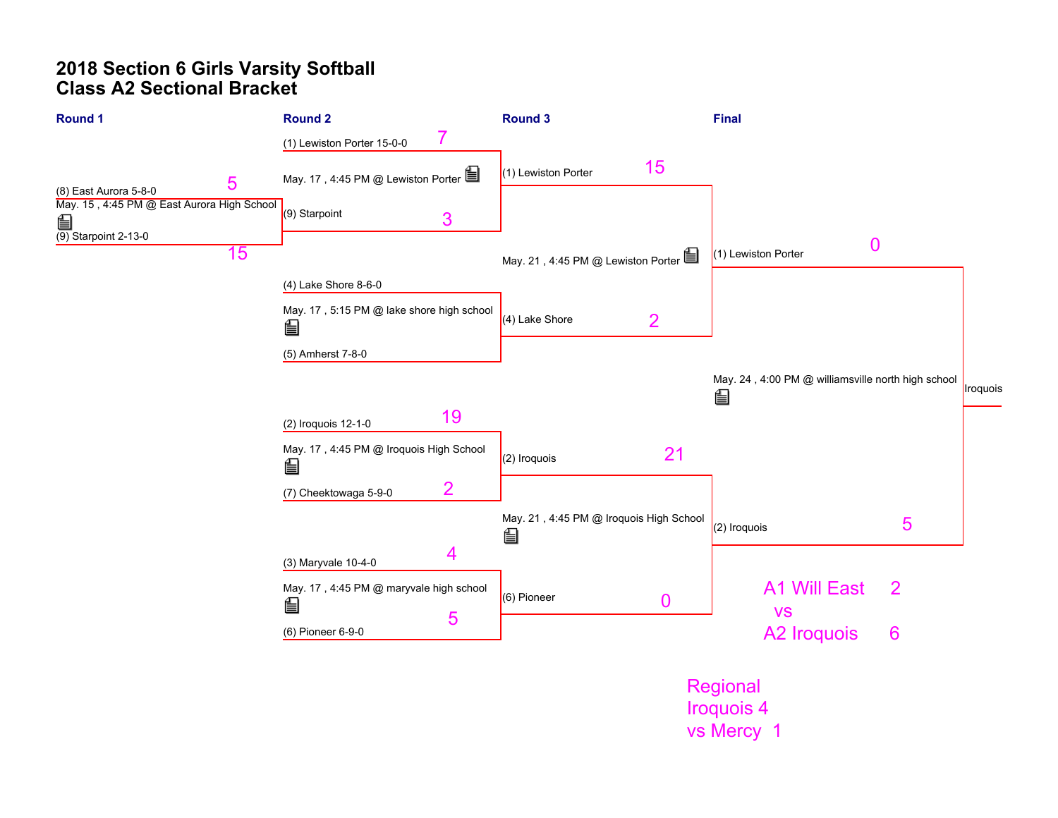# 2018 Section 6 Girls Varsity Softball
# Class A2 Sectional Bracket

## Round 1

- (8) East Aurora 5-8-0 — 5
- May. 15 , 4:45 PM @ East Aurora High School
- (9) Starpoint 2-13-0 — 15

## Round 2

- (1) Lewiston Porter 15-0-0 — 7
- May. 17 , 4:45 PM @ Lewiston Porter
- (9) Starpoint — 3

- (4) Lake Shore 8-6-0
- May. 17 , 5:15 PM @ lake shore high school
- (5) Amherst 7-8-0

- (2) Iroquois 12-1-0 — 19
- May. 17 , 4:45 PM @ Iroquois High School
- (7) Cheektowaga 5-9-0 — 2

- (3) Maryvale 10-4-0 — 4
- May. 17 , 4:45 PM @ maryvale high school
- (6) Pioneer 6-9-0 — 5

## Round 3

- (1) Lewiston Porter — 15
- May. 21 , 4:45 PM @ Lewiston Porter
- (4) Lake Shore — 2

- (2) Iroquois — 21
- May. 21 , 4:45 PM @ Iroquois High School
- (6) Pioneer — 0

## Final

- (1) Lewiston Porter — 0
- May. 24 , 4:00 PM @ williamsville north high school
- (2) Iroquois — 5

Iroquois

A1 Will East 2
vs
A2 Iroquois 6

Regional
Iroquois 4
vs Mercy 1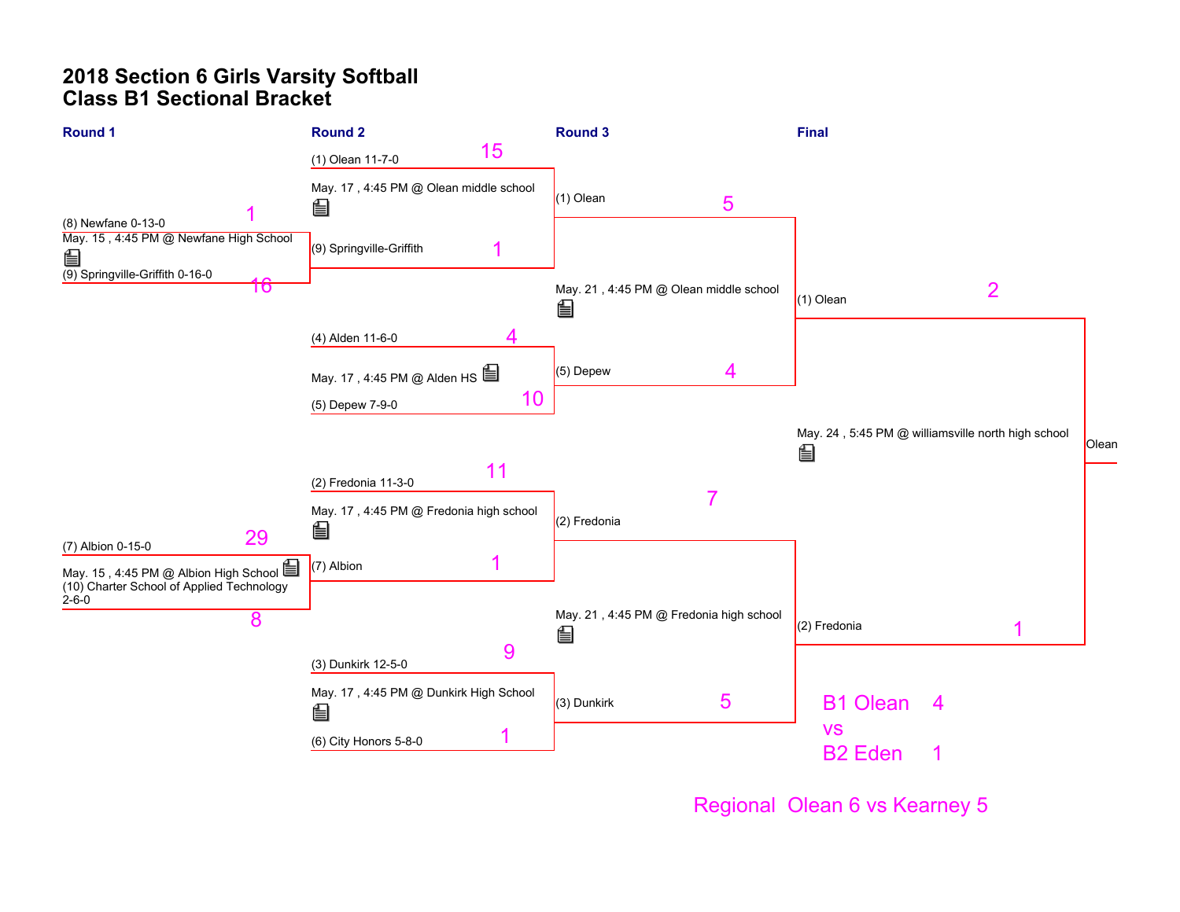# 2018 Section 6 Girls Varsity Softball
## Class B1 Sectional Bracket

### Round 1

| Team | Score |
|---|---|
| (8) Newfane 0-13-0 | 1 |
| May. 15 , 4:45 PM @ Newfane High School | |
| (9) Springville-Griffith 0-16-0 | 16 |

| Team | Score |
|---|---|
| (7) Albion 0-15-0 | 29 |
| May. 15 , 4:45 PM @ Albion High School | |
| (10) Charter School of Applied Technology 2-6-0 | 8 |

### Round 2

| Team | Score |
|---|---|
| (1) Olean 11-7-0 | 15 |
| May. 17 , 4:45 PM @ Olean middle school | |
| (9) Springville-Griffith | 1 |

| Team | Score |
|---|---|
| (4) Alden 11-6-0 | 4 |
| May. 17 , 4:45 PM @ Alden HS | |
| (5) Depew 7-9-0 | 10 |

| Team | Score |
|---|---|
| (2) Fredonia 11-3-0 | 11 |
| May. 17 , 4:45 PM @ Fredonia high school | |
| (7) Albion | 1 |

| Team | Score |
|---|---|
| (3) Dunkirk 12-5-0 | 9 |
| May. 17 , 4:45 PM @ Dunkirk High School | |
| (6) City Honors 5-8-0 | 1 |

### Round 3

| Team | Score |
|---|---|
| (1) Olean | 5 |
| May. 21 , 4:45 PM @ Olean middle school | |
| (5) Depew | 4 |

| Team | Score |
|---|---|
| (2) Fredonia | 7 |
| May. 21 , 4:45 PM @ Fredonia high school | |
| (3) Dunkirk | 5 |

### Final

| Team | Score |
|---|---|
| (1) Olean | 2 |
| May. 24 , 5:45 PM @ williamsville north high school | |
| (2) Fredonia | 1 |

Champion: Olean

B1 Olean 4
vs
B2 Eden 1

Regional Olean 6 vs Kearney 5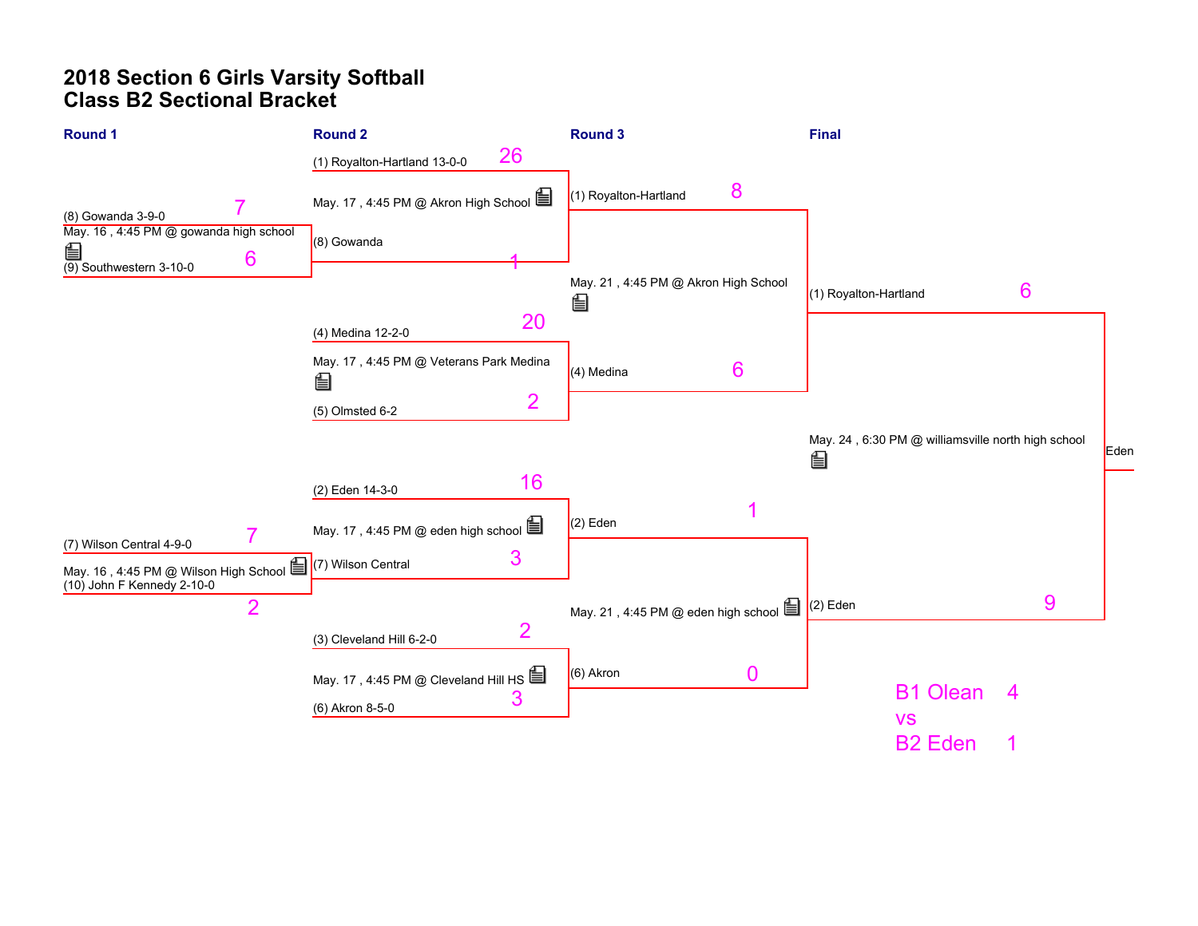# 2018 Section 6 Girls Varsity Softball
# Class B2 Sectional Bracket

## Round 1

(8) Gowanda 3-9-0 — 7
May. 16 , 4:45 PM @ gowanda high school
(9) Southwestern 3-10-0 — 6

(7) Wilson Central 4-9-0 — 7
May. 16 , 4:45 PM @ Wilson High School
(10) John F Kennedy 2-10-0 — 2

## Round 2

(1) Royalton-Hartland 13-0-0 — 26
May. 17 , 4:45 PM @ Akron High School
(8) Gowanda — 1

(4) Medina 12-2-0 — 20
May. 17 , 4:45 PM @ Veterans Park Medina
(5) Olmsted 6-2 — 2

(2) Eden 14-3-0 — 16
May. 17 , 4:45 PM @ eden high school
(7) Wilson Central — 3

(3) Cleveland Hill 6-2-0 — 2
May. 17 , 4:45 PM @ Cleveland Hill HS
(6) Akron 8-5-0 — 3

## Round 3

(1) Royalton-Hartland — 8
May. 21 , 4:45 PM @ Akron High School
(4) Medina — 6

(2) Eden — 1
May. 21 , 4:45 PM @ eden high school
(6) Akron — 0

## Final

(1) Royalton-Hartland — 6
May. 24 , 6:30 PM @ williamsville north high school
(2) Eden — 9

Eden

B1 Olean 4
vs
B2 Eden 1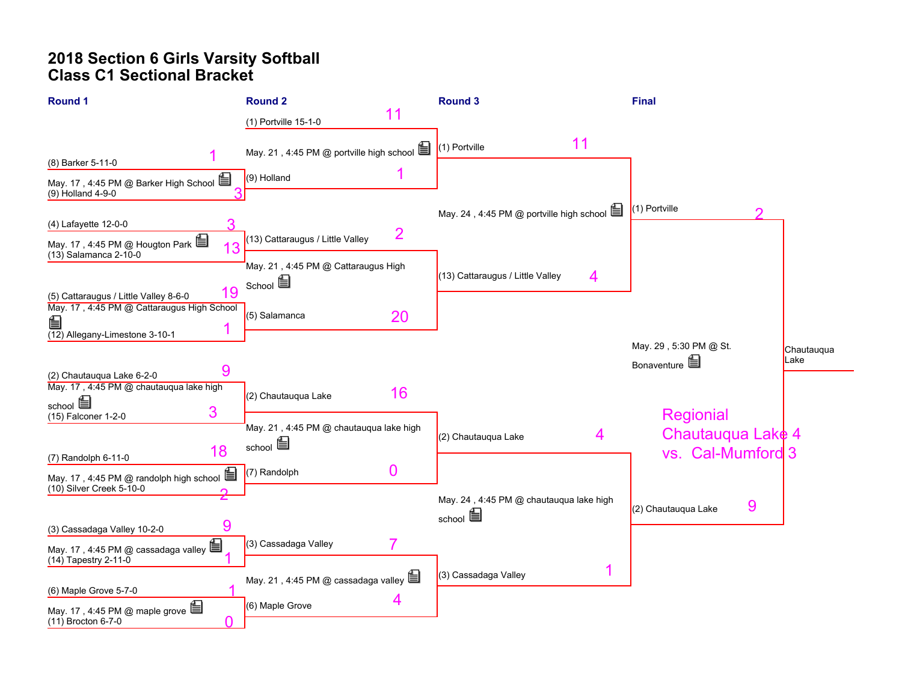# 2018 Section 6 Girls Varsity Softball
# Class C1 Sectional Bracket

## Round 1

| Matchup | Score |
|---|---|
| (8) Barker 5-11-0 | 1 |
| May. 17 , 4:45 PM @ Barker High School | |
| (9) Holland 4-9-0 | 3 |
| (4) Lafayette 12-0-0 | 3 |
| May. 17 , 4:45 PM @ Hougton Park | |
| (13) Salamanca 2-10-0 | 13 |
| (5) Cattaraugus / Little Valley 8-6-0 | 19 |
| May. 17 , 4:45 PM @ Cattaraugus High School | |
| (12) Allegany-Limestone 3-10-1 | 1 |
| (2) Chautauqua Lake 6-2-0 | 9 |
| May. 17 , 4:45 PM @ chautauqua lake high school | |
| (15) Falconer 1-2-0 | 3 |
| (7) Randolph 6-11-0 | 18 |
| May. 17 , 4:45 PM @ randolph high school | |
| (10) Silver Creek 5-10-0 | 2 |
| (3) Cassadaga Valley 10-2-0 | 9 |
| May. 17 , 4:45 PM @ cassadaga valley | |
| (14) Tapestry 2-11-0 | 1 |
| (6) Maple Grove 5-7-0 | 1 |
| May. 17 , 4:45 PM @ maple grove | |
| (11) Brocton 6-7-0 | 0 |

## Round 2

| Matchup | Score |
|---|---|
| (1) Portville 15-1-0 | 11 |
| May. 21 , 4:45 PM @ portville high school | |
| (9) Holland | 1 |
| (13) Cattaraugus / Little Valley | 2 |
| May. 21 , 4:45 PM @ Cattaraugus High School | |
| (5) Salamanca | 20 |
| (2) Chautauqua Lake | 16 |
| May. 21 , 4:45 PM @ chautauqua lake high school | |
| (7) Randolph | 0 |
| (3) Cassadaga Valley | 7 |
| May. 21 , 4:45 PM @ cassadaga valley | |
| (6) Maple Grove | 4 |

## Round 3

| Matchup | Score |
|---|---|
| (1) Portville | 11 |
| May. 24 , 4:45 PM @ portville high school | |
| (13) Cattaraugus / Little Valley | 4 |
| (2) Chautauqua Lake | 4 |
| May. 24 , 4:45 PM @ chautauqua lake high school | |
| (3) Cassadaga Valley | 1 |

## Final

| Matchup | Score |
|---|---|
| (1) Portville | 2 |
| May. 29 , 5:30 PM @ St. Bonaventure | |
| (2) Chautauqua Lake | 9 |

Champion: Chautauqua Lake

Regionial
Chautauqua Lake 4
vs. Cal-Mumford 3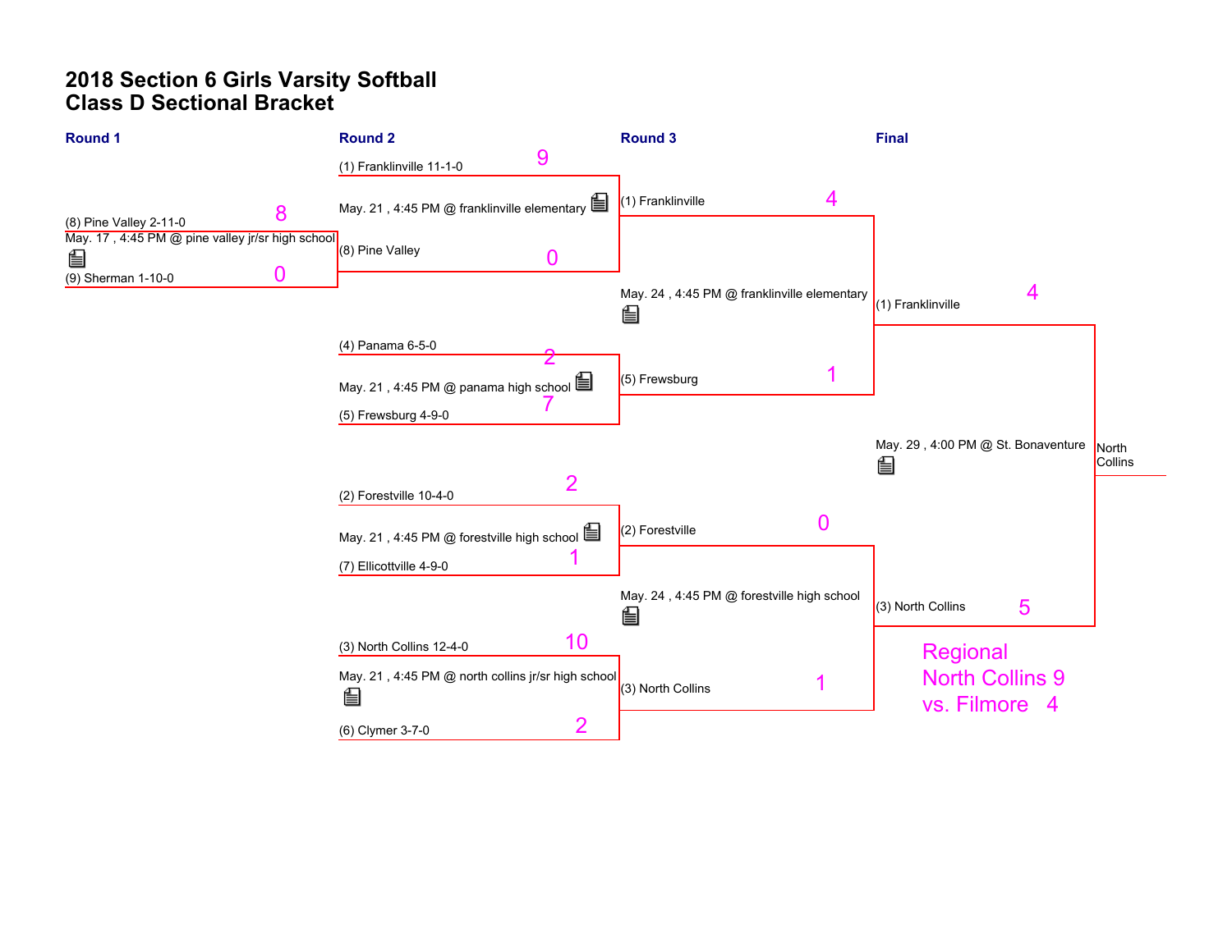# 2018 Section 6 Girls Varsity Softball
# Class D Sectional Bracket

**Round 1**

(8) Pine Valley 2-11-0 — 8
May. 17 , 4:45 PM @ pine valley jr/sr high school
(9) Sherman 1-10-0 — 0

**Round 2**

(1) Franklinville 11-1-0 — 9
May. 21 , 4:45 PM @ franklinville elementary
(8) Pine Valley — 0

(4) Panama 6-5-0 — 2
May. 21 , 4:45 PM @ panama high school
(5) Frewsburg 4-9-0 — 7

(2) Forestville 10-4-0 — 2
May. 21 , 4:45 PM @ forestville high school
(7) Ellicottville 4-9-0 — 1

(3) North Collins 12-4-0 — 10
May. 21 , 4:45 PM @ north collins jr/sr high school
(6) Clymer 3-7-0 — 2

**Round 3**

(1) Franklinville — 4
May. 24 , 4:45 PM @ franklinville elementary
(5) Frewsburg — 1

(2) Forestville — 0
May. 24 , 4:45 PM @ forestville high school
(3) North Collins — 1

**Final**

(1) Franklinville — 4
May. 29 , 4:00 PM @ St. Bonaventure
(3) North Collins — 5

North Collins

Regional
North Collins 9
vs. Filmore 4